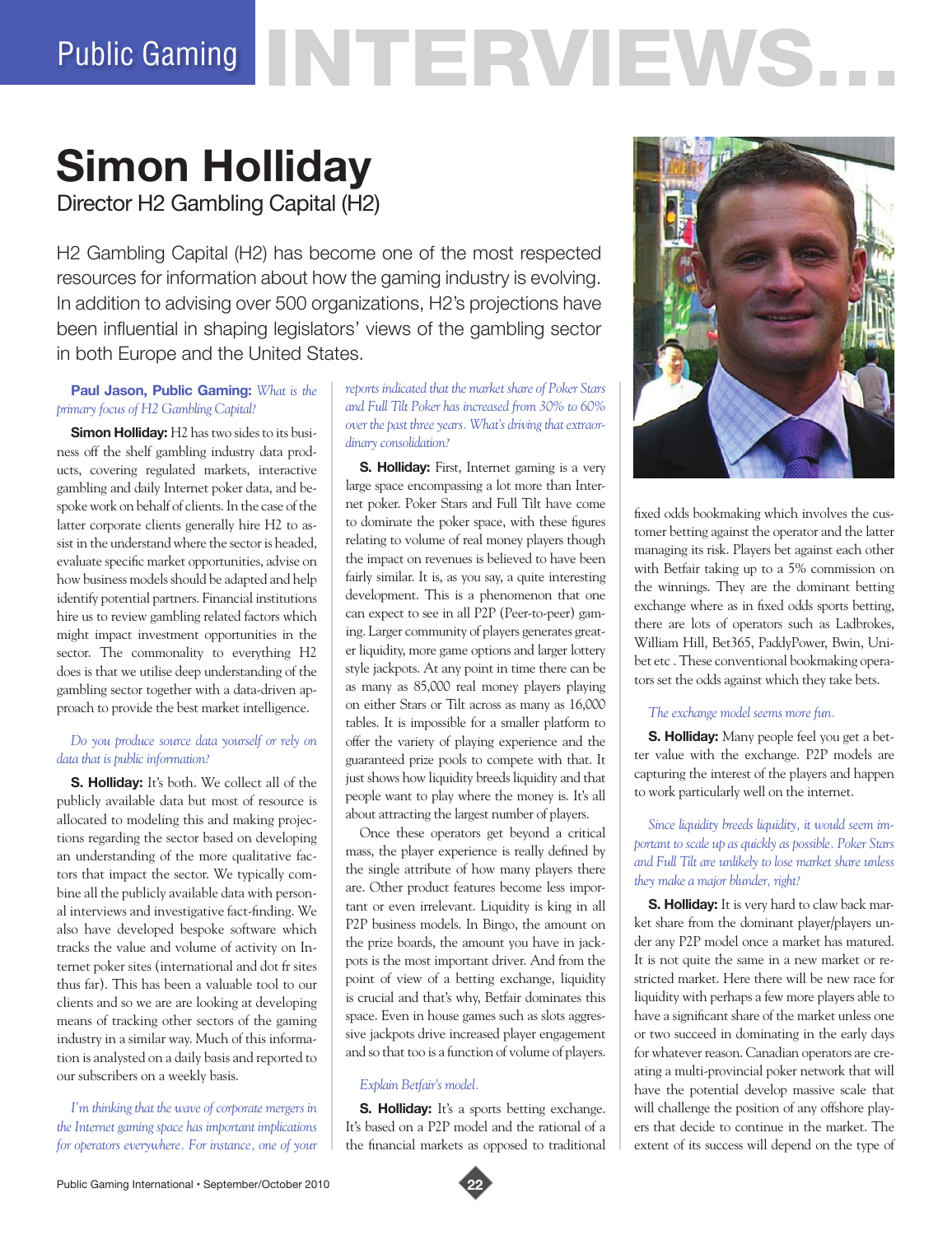# Public Gaming INTERVIEWS...

# Simon Holliday

Director H2 Gambling Capital (H2)

H2 Gambling Capital (H2) has become one of the most respected resources for information about how the gaming industry is evolving. In addition to advising over 500 organizations, H2's projections have been influential in shaping legislators' views of the gambling sector in both Europe and the United States.

**Paul Jason, Public Gaming:** *What is the primary focus of H2 Gambling Capital?*

**Simon Holliday:** H2 has two sides to its business off the shelf gambling industry data products, covering regulated markets, interactive gambling and daily Internet poker data, and bespoke work on behalf of clients. In the case of the latter corporate clients generally hire H2 to assist in the understand where the sector is headed, evaluate specific market opportunities, advise on how business models should be adapted and help identify potential partners. Financial institutions hire us to review gambling related factors which might impact investment opportunities in the sector. The commonality to everything H2 does is that we utilise deep understanding of the gambling sector together with a data-driven approach to provide the best market intelligence.

*Do you produce source data yourself or rely on data that is public information?*

**S. Holliday:** It's both. We collect all of the publicly available data but most of resource is allocated to modeling this and making projections regarding the sector based on developing an understanding of the more qualitative factors that impact the sector. We typically combine all the publicly available data with personal interviews and investigative fact-finding. We also have developed bespoke software which tracks the value and volume of activity on Internet poker sites (international and dot fr sites thus far). This has been a valuable tool to our clients and so we are are looking at developing means of tracking other sectors of the gaming industry in a similar way. Much of this information is analysted on a daily basis and reported to our subscribers on a weekly basis.

*I'm thinking that the wave of corporate mergers in the Internet gaming space has important implications for operators everywhere. For instance, one of your reports indicated that the market share of Poker Stars and Full Tilt Poker has increased from 30% to 60% over the past three years. What's driving that extraordinary consolidation?*

**S. Holliday:** First, Internet gaming is a very large space encompassing a lot more than Internet poker. Poker Stars and Full Tilt have come to dominate the poker space, with these figures relating to volume of real money players though the impact on revenues is believed to have been fairly similar. It is, as you say, a quite interesting development. This is a phenomenon that one can expect to see in all P2P (Peer-to-peer) gaming. Larger community of players generates greater liquidity, more game options and larger lottery style jackpots. At any point in time there can be as many as 85,000 real money players playing on either Stars or Tilt across as many as 16,000 tables. It is impossible for a smaller platform to offer the variety of playing experience and the guaranteed prize pools to compete with that. It just shows how liquidity breeds liquidity and that people want to play where the money is. It's all about attracting the largest number of players.

Once these operators get beyond a critical mass, the player experience is really defined by the single attribute of how many players there are. Other product features become less important or even irrelevant. Liquidity is king in all P2P business models. In Bingo, the amount on the prize boards, the amount you have in jackpots is the most important driver. And from the point of view of a betting exchange, liquidity is crucial and that's why, Betfair dominates this space. Even in house games such as slots aggressive jackpots drive increased player engagement and so that too is a function of volume of players.

*Explain Betfair's model.*

**S. Holliday:** It's a sports betting exchange. It's based on a P2P model and the rational of a the financial markets as opposed to traditional fixed odds bookmaking which involves the customer betting against the operator and the latter managing its risk. Players bet against each other with Betfair taking up to a 5% commission on the winnings. They are the dominant betting exchange where as in fixed odds sports betting, there are lots of operators such as Ladbrokes, William Hill, Bet365, PaddyPower, Bwin, Unibet etc . These conventional bookmaking operators set the odds against which they take bets.

*The exchange model seems more fun.*

**S. Holliday:** Many people feel you get a better value with the exchange. P2P models are capturing the interest of the players and happen to work particularly well on the internet.

*Since liquidity breeds liquidity, it would seem important to scale up as quickly as possible. Poker Stars and Full Tilt are unlikely to lose market share unless they make a major blunder, right?*

**S. Holliday:** It is very hard to claw back market share from the dominant player/players under any P2P model once a market has matured. It is not quite the same in a new market or restricted market. Here there will be new race for liquidity with perhaps a few more players able to have a significant share of the market unless one or two succeed in dominating in the early days for whatever reason. Canadian operators are creating a multi-provincial poker network that will have the potential develop massive scale that will challenge the position of any offshore players that decide to continue in the market. The extent of its success will depend on the type of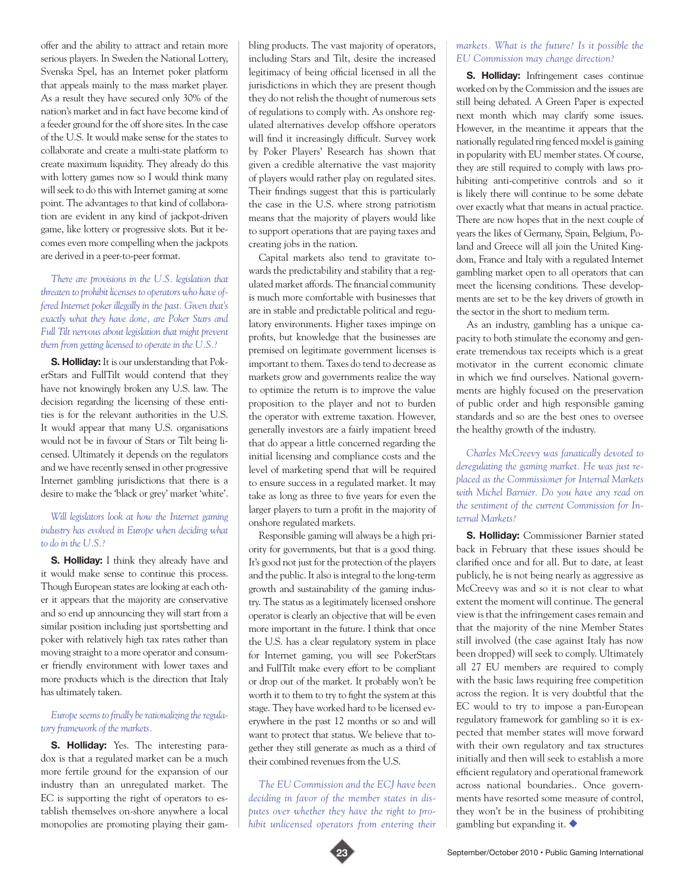offer and the ability to attract and retain more serious players. In Sweden the National Lottery, Svenska Spel, has an Internet poker platform that appeals mainly to the mass market player. As a result they have secured only 30% of the nation's market and in fact have become kind of a feeder ground for the off shore sites. In the case of the U.S. It would make sense for the states to collaborate and create a multi-state platform to create maximum liquidity. They already do this with lottery games now so I would think many will seek to do this with Internet gaming at some point. The advantages to that kind of collaboration are evident in any kind of jackpot-driven game, like lottery or progressive slots. But it becomes even more compelling when the jackpots are derived in a peer-to-peer format.

*There are provisions in the U.S. legislation that threaten to prohibit licenses to operators who have offered Internet poker illegally in the past. Given that's exactly what they have done, are Poker Stars and Full Tilt nervous about legislation that might prevent them from getting licensed to operate in the U.S.?*

**S. Holliday:** It is our understanding that PokerStars and FullTilt would contend that they have not knowingly broken any U.S. law. The decision regarding the licensing of these entities is for the relevant authorities in the U.S. It would appear that many U.S. organisations would not be in favour of Stars or Tilt being licensed. Ultimately it depends on the regulators and we have recently sensed in other progressive Internet gambling jurisdictions that there is a desire to make the 'black or grey' market 'white'.

*Will legislators look at how the Internet gaming industry has evolved in Europe when deciding what to do in the U.S.?*

**S. Holliday:** I think they already have and it would make sense to continue this process. Though European states are looking at each other it appears that the majority are conservative and so end up announcing they will start from a similar position including just sportsbetting and poker with relatively high tax rates rather than moving straight to a more operator and consumer friendly environment with lower taxes and more products which is the direction that Italy has ultimately taken.

*Europe seems to finally be rationalizing the regulatory framework of the markets.*

**S. Holliday:** Yes. The interesting paradox is that a regulated market can be a much more fertile ground for the expansion of our industry than an unregulated market. The EC is supporting the right of operators to establish themselves on-shore anywhere a local monopolies are promoting playing their gambling products. The vast majority of operators, including Stars and Tilt, desire the increased legitimacy of being official licensed in all the jurisdictions in which they are present though they do not relish the thought of numerous sets of regulations to comply with. As onshore regulated alternatives develop offshore operators will find it increasingly difficult. Survey work by Poker Players' Research has shown that given a credible alternative the vast majority of players would rather play on regulated sites. Their findings suggest that this is particularly the case in the U.S. where strong patriotism means that the majority of players would like to support operations that are paying taxes and creating jobs in the nation.

Capital markets also tend to gravitate towards the predictability and stability that a regulated market affords. The financial community is much more comfortable with businesses that are in stable and predictable political and regulatory environments. Higher taxes impinge on profits, but knowledge that the businesses are premised on legitimate government licenses is important to them. Taxes do tend to decrease as markets grow and governments realize the way to optimize the return is to improve the value proposition to the player and not to burden the operator with extreme taxation. However, generally investors are a fairly impatient breed that do appear a little concerned regarding the initial licensing and compliance costs and the level of marketing spend that will be required to ensure success in a regulated market. It may take as long as three to five years for even the larger players to turn a profit in the majority of onshore regulated markets.

Responsible gaming will always be a high priority for governments, but that is a good thing. It's good not just for the protection of the players and the public. It also is integral to the long-term growth and sustainability of the gaming industry. The status as a legitimately licensed onshore operator is clearly an objective that will be even more important in the future. I think that once the U.S. has a clear regulatory system in place for Internet gaming, you will see PokerStars and FullTilt make every effort to be compliant or drop out of the market. It probably won't be worth it to them to try to fight the system at this stage. They have worked hard to be licensed everywhere in the past 12 months or so and will want to protect that status. We believe that together they still generate as much as a third of their combined revenues from the U.S.

*The EU Commission and the ECJ have been deciding in favor of the member states in disputes over whether they have the right to prohibit unlicensed operators from entering their markets. What is the future? Is it possible the EU Commission may change direction?*

**S. Holliday:** Infringement cases continue worked on by the Commission and the issues are still being debated. A Green Paper is expected next month which may clarify some issues. However, in the meantime it appears that the nationally regulated ring fenced model is gaining in popularity with EU member states. Of course, they are still required to comply with laws prohibiting anti-competitive controls and so it is likely there will continue to be some debate over exactly what that means in actual practice. There are now hopes that in the next couple of years the likes of Germany, Spain, Belgium, Poland and Greece will all join the United Kingdom, France and Italy with a regulated Internet gambling market open to all operators that can meet the licensing conditions. These developments are set to be the key drivers of growth in the sector in the short to medium term.

As an industry, gambling has a unique capacity to both stimulate the economy and generate tremendous tax receipts which is a great motivator in the current economic climate in which we find ourselves. National governments are highly focused on the preservation of public order and high responsible gaming standards and so are the best ones to oversee the healthy growth of the industry.

*Charles McCreevy was fanatically devoted to deregulating the gaming market. He was just replaced as the Commissioner for Internal Markets with Michel Barnier. Do you have any read on the sentiment of the current Commission for Internal Markets?*

**S. Holliday:** Commissioner Barnier stated back in February that these issues should be clarified once and for all. But to date, at least publicly, he is not being nearly as aggressive as McCreevy was and so it is not clear to what extent the moment will continue. The general view is that the infringement cases remain and that the majority of the nine Member States still involved (the case against Italy has now been dropped) will seek to comply. Ultimately all 27 EU members are required to comply with the basic laws requiring free competition across the region. It is very doubtful that the EC would to try to impose a pan-European regulatory framework for gambling so it is expected that member states will move forward with their own regulatory and tax structures initially and then will seek to establish a more efficient regulatory and operational framework across national boundaries.. Once governments have resorted some measure of control, they won't be in the business of prohibiting gambling but expanding it. ◆